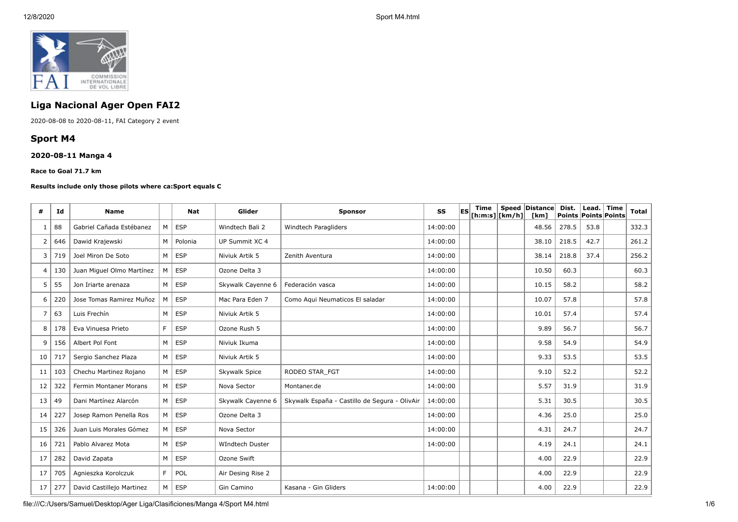## Liga Nacional Ager Open FAI2

2020-08-08 to 2020-08-11, FAI Category 2 event

## Sport M4

### 2020-08-11 Manga 4

**Race to Goal 71.7 km**

**Results include only those pilots where ca:Sport equals C**

| # | Id | Name | | Nat | Glider | Sponsor | SS | ES | Time [h:m:s] | Speed [km/h] | Distance [km] | Dist. Points | Lead. Points | Time Points | Total |
|---|---|---|---|---|---|---|---|---|---|---|---|---|---|---|---|
| 1 | 88 | Gabriel Cañada Estébanez | M | ESP | Windtech Bali 2 | Windtech Paragliders | 14:00:00 | | | | 48.56 | 278.5 | 53.8 | | 332.3 |
| 2 | 646 | Dawid Krajewski | M | Polonia | UP Summit XC 4 | | 14:00:00 | | | | 38.10 | 218.5 | 42.7 | | 261.2 |
| 3 | 719 | Joel Miron De Soto | M | ESP | Niviuk Artik 5 | Zenith Aventura | 14:00:00 | | | | 38.14 | 218.8 | 37.4 | | 256.2 |
| 4 | 130 | Juan Miguel Olmo Martínez | M | ESP | Ozone Delta 3 | | 14:00:00 | | | | 10.50 | 60.3 | | | 60.3 |
| 5 | 55 | Jon Iriarte arenaza | M | ESP | Skywalk Cayenne 6 | Federación vasca | 14:00:00 | | | | 10.15 | 58.2 | | | 58.2 |
| 6 | 220 | Jose Tomas Ramirez Muñoz | M | ESP | Mac Para Eden 7 | Como Aqui Neumaticos El saladar | 14:00:00 | | | | 10.07 | 57.8 | | | 57.8 |
| 7 | 63 | Luis Frechín | M | ESP | Niviuk Artik 5 | | 14:00:00 | | | | 10.01 | 57.4 | | | 57.4 |
| 8 | 178 | Eva Vinuesa Prieto | F | ESP | Ozone Rush 5 | | 14:00:00 | | | | 9.89 | 56.7 | | | 56.7 |
| 9 | 156 | Albert Pol Font | M | ESP | Niviuk Ikuma | | 14:00:00 | | | | 9.58 | 54.9 | | | 54.9 |
| 10 | 717 | Sergio Sanchez Plaza | M | ESP | Niviuk Artik 5 | | 14:00:00 | | | | 9.33 | 53.5 | | | 53.5 |
| 11 | 103 | Chechu Martinez Rojano | M | ESP | Skywalk Spice | RODEO STAR_FGT | 14:00:00 | | | | 9.10 | 52.2 | | | 52.2 |
| 12 | 322 | Fermin Montaner Morans | M | ESP | Nova Sector | Montaner.de | 14:00:00 | | | | 5.57 | 31.9 | | | 31.9 |
| 13 | 49 | Dani Martínez Alarcón | M | ESP | Skywalk Cayenne 6 | Skywalk España - Castillo de Segura - OlivAir | 14:00:00 | | | | 5.31 | 30.5 | | | 30.5 |
| 14 | 227 | Josep Ramon Penella Ros | M | ESP | Ozone Delta 3 | | 14:00:00 | | | | 4.36 | 25.0 | | | 25.0 |
| 15 | 326 | Juan Luis Morales Gómez | M | ESP | Nova Sector | | 14:00:00 | | | | 4.31 | 24.7 | | | 24.7 |
| 16 | 721 | Pablo Alvarez Mota | M | ESP | WIndtech Duster | | 14:00:00 | | | | 4.19 | 24.1 | | | 24.1 |
| 17 | 282 | David Zapata | M | ESP | Ozone Swift | | | | | | 4.00 | 22.9 | | | 22.9 |
| 17 | 705 | Agnieszka Korolczuk | F | POL | Air Desing Rise 2 | | | | | | 4.00 | 22.9 | | | 22.9 |
| 17 | 277 | David Castillejo Martinez | M | ESP | Gin Camino | Kasana - Gin Gliders | 14:00:00 | | | | 4.00 | 22.9 | | | 22.9 |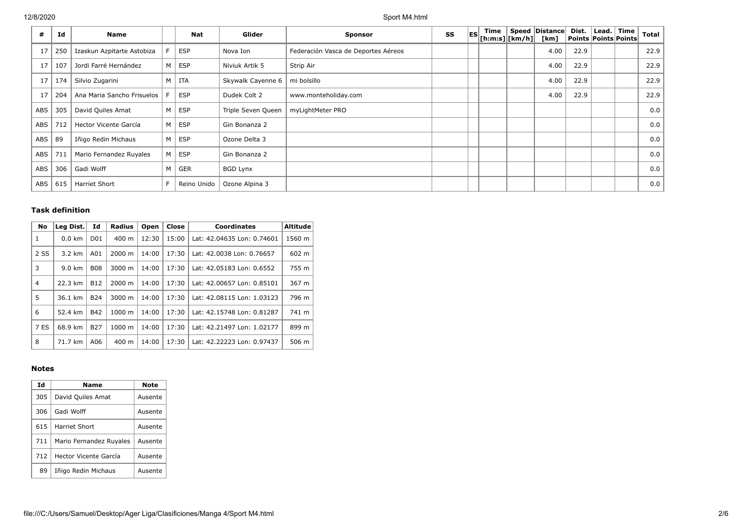| # | Id | Name | | Nat | Glider | Sponsor | SS | ES | Time [h:m:s] | Speed [km/h] | Distance [km] | Dist. Points | Lead. Points | Time Points | Total |
|---|---|---|---|---|---|---|---|---|---|---|---|---|---|---|---|
| 17 | 250 | Izaskun Azpitarte Astobiza | F | ESP | Nova Ion | Federación Vasca de Deportes Aéreos | | | | | 4.00 | 22.9 | | | 22.9 |
| 17 | 107 | Jordi Farré Hernández | M | ESP | Niviuk Artik 5 | Strip Air | | | | | 4.00 | 22.9 | | | 22.9 |
| 17 | 174 | Silvio Zugarini | M | ITA | Skywalk Cayenne 6 | mi bolsillo | | | | | 4.00 | 22.9 | | | 22.9 |
| 17 | 204 | Ana Maria Sancho Frisuelos | F | ESP | Dudek Colt 2 | www.monteholiday.com | | | | | 4.00 | 22.9 | | | 22.9 |
| ABS | 305 | David Quiles Amat | M | ESP | Triple Seven Queen | myLightMeter PRO | | | | | | | | | 0.0 |
| ABS | 712 | Hector Vicente García | M | ESP | Gin Bonanza 2 | | | | | | | | | | 0.0 |
| ABS | 89 | Iñigo Redin Michaus | M | ESP | Ozone Delta 3 | | | | | | | | | | 0.0 |
| ABS | 711 | Mario Fernandez Ruyales | M | ESP | Gin Bonanza 2 | | | | | | | | | | 0.0 |
| ABS | 306 | Gadi Wolff | M | GER | BGD Lynx | | | | | | | | | | 0.0 |
| ABS | 615 | Harriet Short | F | Reino Unido | Ozone Alpina 3 | | | | | | | | | | 0.0 |

### Task definition

| No | Leg Dist. | Id | Radius | Open | Close | Coordinates | Altitude |
|---|---|---|---|---|---|---|---|
| 1 | 0.0 km | D01 | 400 m | 12:30 | 15:00 | Lat: 42.04635 Lon: 0.74601 | 1560 m |
| 2 SS | 3.2 km | A01 | 2000 m | 14:00 | 17:30 | Lat: 42.0038 Lon: 0.76657 | 602 m |
| 3 | 9.0 km | B08 | 3000 m | 14:00 | 17:30 | Lat: 42.05183 Lon: 0.6552 | 755 m |
| 4 | 22.3 km | B12 | 2000 m | 14:00 | 17:30 | Lat: 42.00657 Lon: 0.85101 | 367 m |
| 5 | 36.1 km | B24 | 3000 m | 14:00 | 17:30 | Lat: 42.08115 Lon: 1.03123 | 796 m |
| 6 | 52.4 km | B42 | 1000 m | 14:00 | 17:30 | Lat: 42.15748 Lon: 0.81287 | 741 m |
| 7 ES | 68.9 km | B27 | 1000 m | 14:00 | 17:30 | Lat: 42.21497 Lon: 1.02177 | 899 m |
| 8 | 71.7 km | A06 | 400 m | 14:00 | 17:30 | Lat: 42.22223 Lon: 0.97437 | 506 m |

### Notes

| Id | Name | Note |
|---|---|---|
| 305 | David Quiles Amat | Ausente |
| 306 | Gadi Wolff | Ausente |
| 615 | Harriet Short | Ausente |
| 711 | Mario Fernandez Ruyales | Ausente |
| 712 | Hector Vicente García | Ausente |
| 89 | Iñigo Redin Michaus | Ausente |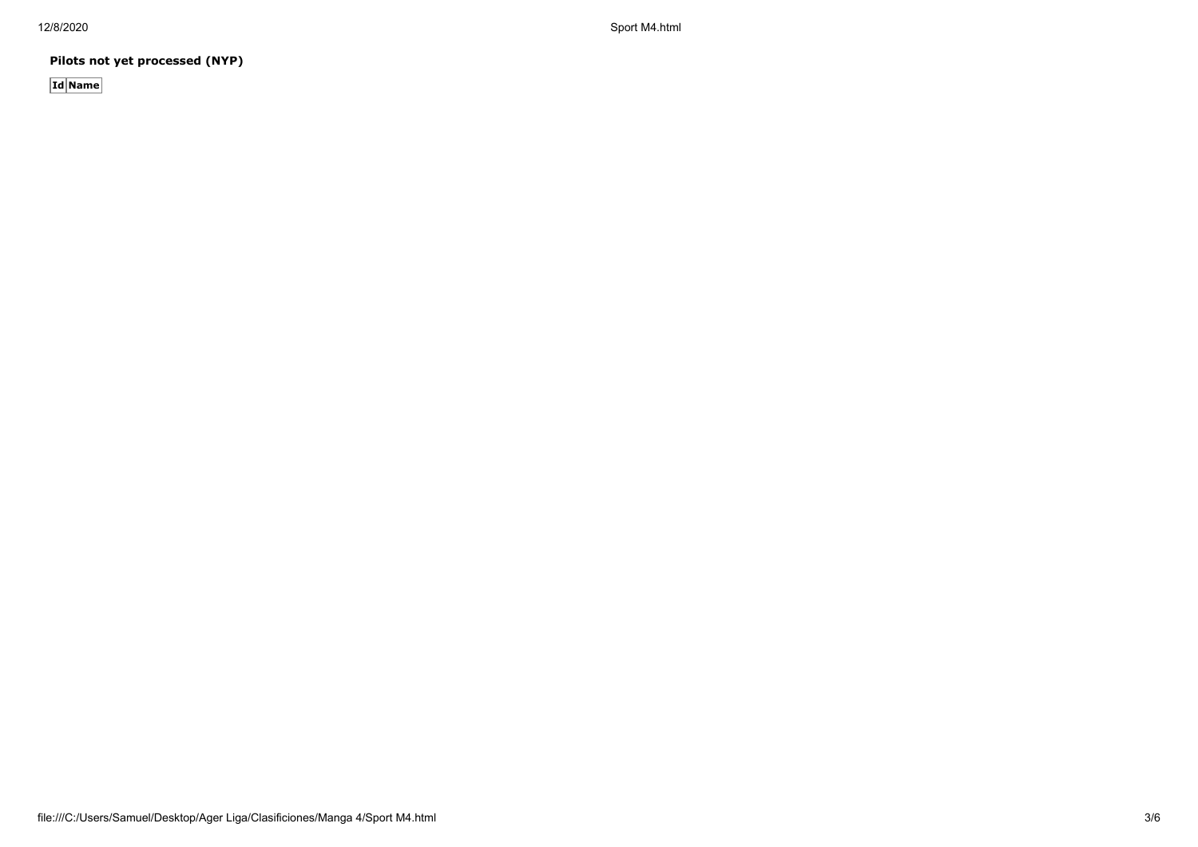**Pilots not yet processed (NYP)**

| Id | Name |
|---|---|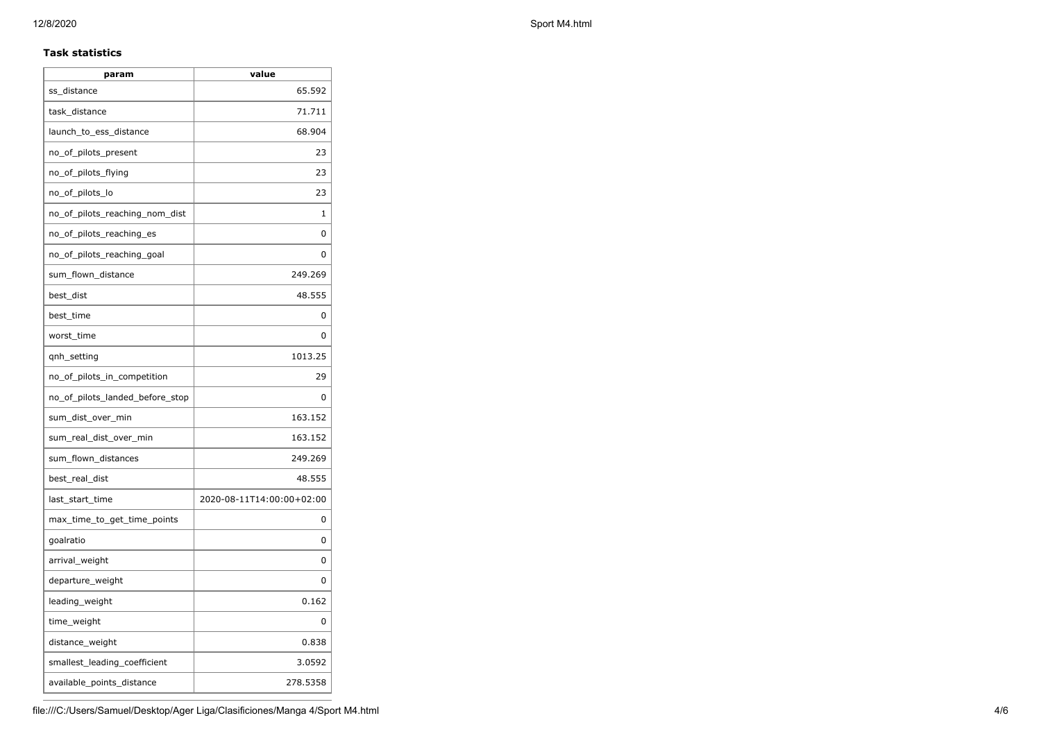### Task statistics

| param | value |
| --- | --- |
| ss_distance | 65.592 |
| task_distance | 71.711 |
| launch_to_ess_distance | 68.904 |
| no_of_pilots_present | 23 |
| no_of_pilots_flying | 23 |
| no_of_pilots_lo | 23 |
| no_of_pilots_reaching_nom_dist | 1 |
| no_of_pilots_reaching_es | 0 |
| no_of_pilots_reaching_goal | 0 |
| sum_flown_distance | 249.269 |
| best_dist | 48.555 |
| best_time | 0 |
| worst_time | 0 |
| qnh_setting | 1013.25 |
| no_of_pilots_in_competition | 29 |
| no_of_pilots_landed_before_stop | 0 |
| sum_dist_over_min | 163.152 |
| sum_real_dist_over_min | 163.152 |
| sum_flown_distances | 249.269 |
| best_real_dist | 48.555 |
| last_start_time | 2020-08-11T14:00:00+02:00 |
| max_time_to_get_time_points | 0 |
| goalratio | 0 |
| arrival_weight | 0 |
| departure_weight | 0 |
| leading_weight | 0.162 |
| time_weight | 0 |
| distance_weight | 0.838 |
| smallest_leading_coefficient | 3.0592 |
| available_points_distance | 278.5358 |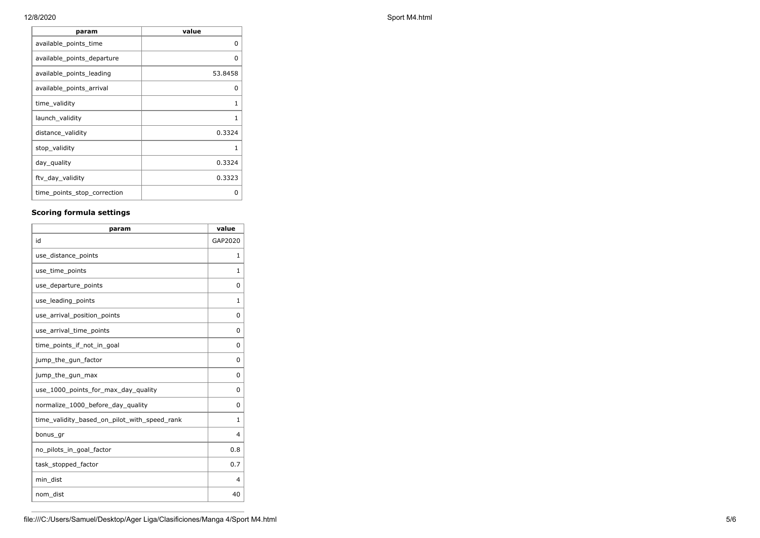| param | value |
|---|---|
| available_points_time | 0 |
| available_points_departure | 0 |
| available_points_leading | 53.8458 |
| available_points_arrival | 0 |
| time_validity | 1 |
| launch_validity | 1 |
| distance_validity | 0.3324 |
| stop_validity | 1 |
| day_quality | 0.3324 |
| ftv_day_validity | 0.3323 |
| time_points_stop_correction | 0 |

### Scoring formula settings

| param | value |
|---|---|
| id | GAP2020 |
| use_distance_points | 1 |
| use_time_points | 1 |
| use_departure_points | 0 |
| use_leading_points | 1 |
| use_arrival_position_points | 0 |
| use_arrival_time_points | 0 |
| time_points_if_not_in_goal | 0 |
| jump_the_gun_factor | 0 |
| jump_the_gun_max | 0 |
| use_1000_points_for_max_day_quality | 0 |
| normalize_1000_before_day_quality | 0 |
| time_validity_based_on_pilot_with_speed_rank | 1 |
| bonus_gr | 4 |
| no_pilots_in_goal_factor | 0.8 |
| task_stopped_factor | 0.7 |
| min_dist | 4 |
| nom_dist | 40 |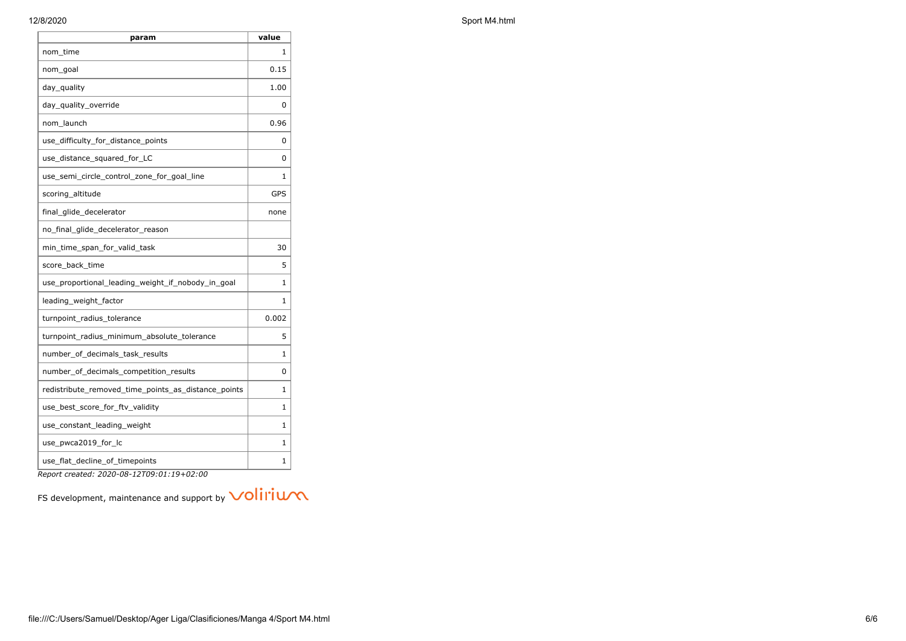| param | value |
|---|---|
| nom_time | 1 |
| nom_goal | 0.15 |
| day_quality | 1.00 |
| day_quality_override | 0 |
| nom_launch | 0.96 |
| use_difficulty_for_distance_points | 0 |
| use_distance_squared_for_LC | 0 |
| use_semi_circle_control_zone_for_goal_line | 1 |
| scoring_altitude | GPS |
| final_glide_decelerator | none |
| no_final_glide_decelerator_reason | |
| min_time_span_for_valid_task | 30 |
| score_back_time | 5 |
| use_proportional_leading_weight_if_nobody_in_goal | 1 |
| leading_weight_factor | 1 |
| turnpoint_radius_tolerance | 0.002 |
| turnpoint_radius_minimum_absolute_tolerance | 5 |
| number_of_decimals_task_results | 1 |
| number_of_decimals_competition_results | 0 |
| redistribute_removed_time_points_as_distance_points | 1 |
| use_best_score_for_ftv_validity | 1 |
| use_constant_leading_weight | 1 |
| use_pwca2019_for_lc | 1 |
| use_flat_decline_of_timepoints | 1 |

*Report created: 2020-08-12T09:01:19+02:00*

FS development, maintenance and support by volirium